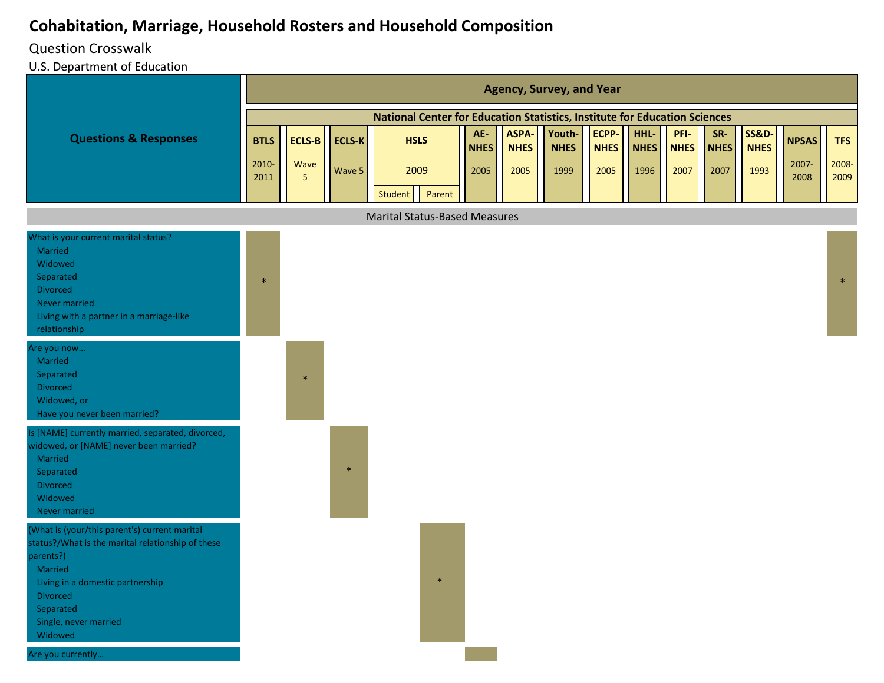# Cohabitation, Marriage, Household Rosters and Household Composition

Question Crosswalk

U.S. Department of Education

| Questions & Responses | Agency, Survey, and Year | | | | | | | | | | | | | | |
|---|---|---|---|---|---|---|---|---|---|---|---|---|---|---|---|
| | National Center for Education Statistics, Institute for Education Sciences | | | | | | | | | | | | | | |
| | BTLS 2010-2011 | ECLS-B Wave 5 | ECLS-K Wave 5 | HSLS 2009 Student | HSLS 2009 Parent | AE-NHES 2005 | ASPA-NHES 2005 | Youth-NHES 1999 | ECPP-NHES 2005 | HHL-NHES 1996 | PFI-NHES 2007 | SR-NHES 2007 | SS&D-NHES 1993 | NPSAS 2007-2008 | TFS 2008-2009 |
| **Marital Status-Based Measures** | | | | | | | | | | | | | | | |
| What is your current marital status?<br>Married<br>Widowed<br>Separated<br>Divorced<br>Never married<br>Living with a partner in a marriage-like relationship | * | | | | | | | | | | | | | | * |
| Are you now…<br>Married<br>Separated<br>Divorced<br>Widowed, or<br>Have you never been married? | | * | | | | | | | | | | | | | |
| Is [NAME] currently married, separated, divorced, widowed, or [NAME] never been married?<br>Married<br>Separated<br>Divorced<br>Widowed<br>Never married | | | * | | | | | | | | | | | | |
| (What is (your/this parent's) current marital status?/What is the marital relationship of these parents?)<br>Married<br>Living in a domestic partnership<br>Divorced<br>Separated<br>Single, never married<br>Widowed | | | | | * | | | | | | | | | | |
| Are you currently… | | | | | | | | | | | | | | | |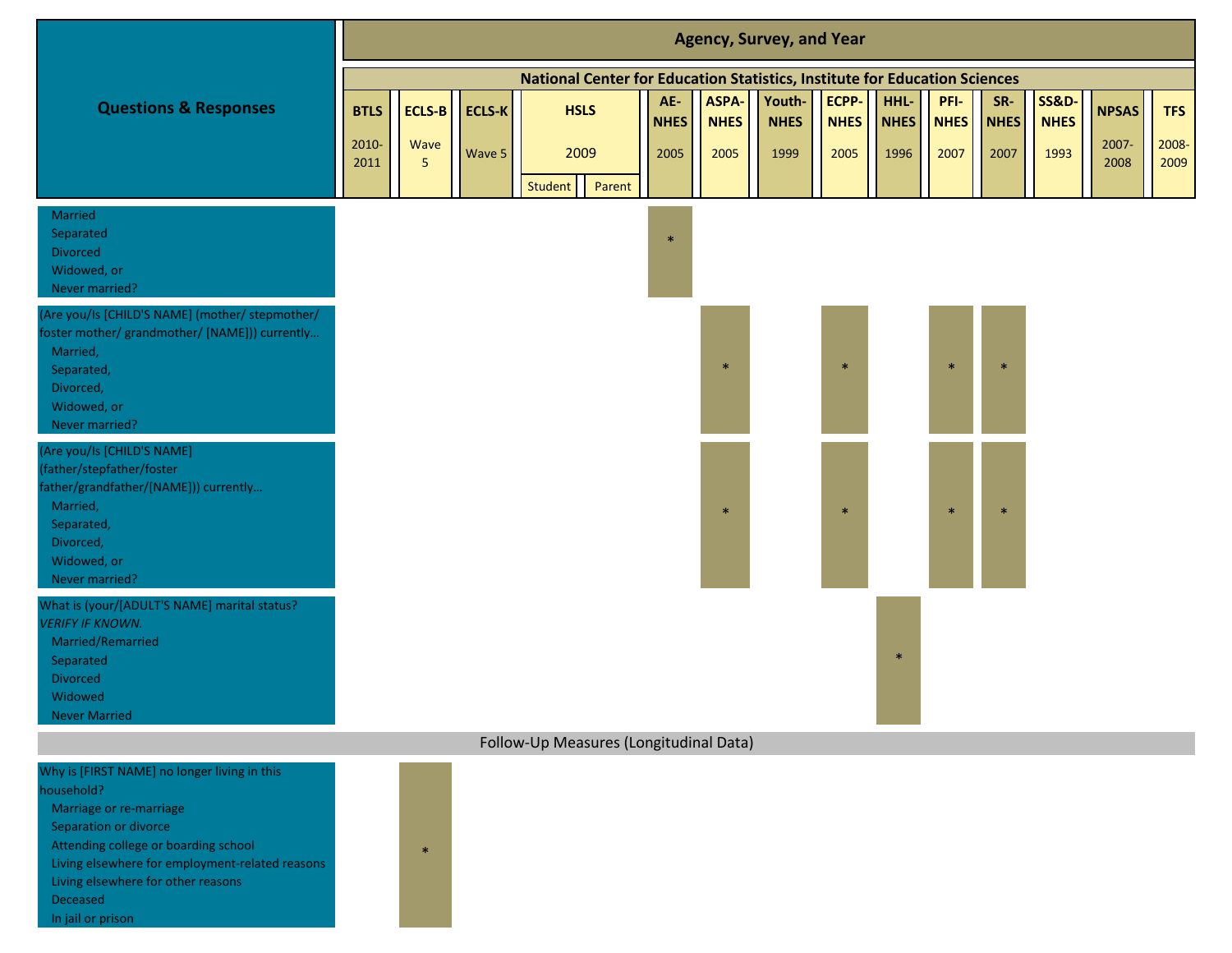| Questions & Responses | BTLS 2010-2011 | ECLS-B Wave 5 | ECLS-K Wave 5 | HSLS 2009 Student | HSLS 2009 Parent | AE-NHES 2005 | ASPA-NHES 2005 | Youth-NHES 1999 | ECPP-NHES 2005 | HHL-NHES 1996 | PFI-NHES 2007 | SR-NHES 2007 | SS&D-NHES 1993 | NPSAS 2007-2008 | TFS 2008-2009 |
|---|---|---|---|---|---|---|---|---|---|---|---|---|---|---|---|
| | **Agency, Survey, and Year** | | | | | | | | | | | | | | |
| | **National Center for Education Statistics, Institute for Education Sciences** | | | | | | | | | | | | | | |
| Married<br>Separated<br>Divorced<br>Widowed, or<br>Never married? | | | | | | * | | | | | | | | | |
| (Are you/Is [CHILD'S NAME] (mother/ stepmother/ foster mother/ grandmother/ [NAME])) currently…<br>Married,<br>Separated,<br>Divorced,<br>Widowed, or<br>Never married? | | | | | | | * | | * | | * | * | | | |
| (Are you/Is [CHILD'S NAME] (father/stepfather/foster father/grandfather/[NAME])) currently…<br>Married,<br>Separated,<br>Divorced,<br>Widowed, or<br>Never married? | | | | | | | * | | * | | * | * | | | |
| What is (your/[ADULT'S NAME] marital status? *VERIFY IF KNOWN.*<br>Married/Remarried<br>Separated<br>Divorced<br>Widowed<br>Never Married | | | | | | | | | | * | | | | | |
| Follow-Up Measures (Longitudinal Data) | | | | | | | | | | | | | | | |
| Why is [FIRST NAME] no longer living in this household?<br>Marriage or re-marriage<br>Separation or divorce<br>Attending college or boarding school<br>Living elsewhere for employment-related reasons<br>Living elsewhere for other reasons<br>Deceased<br>In jail or prison | | * | | | | | | | | | | | | | |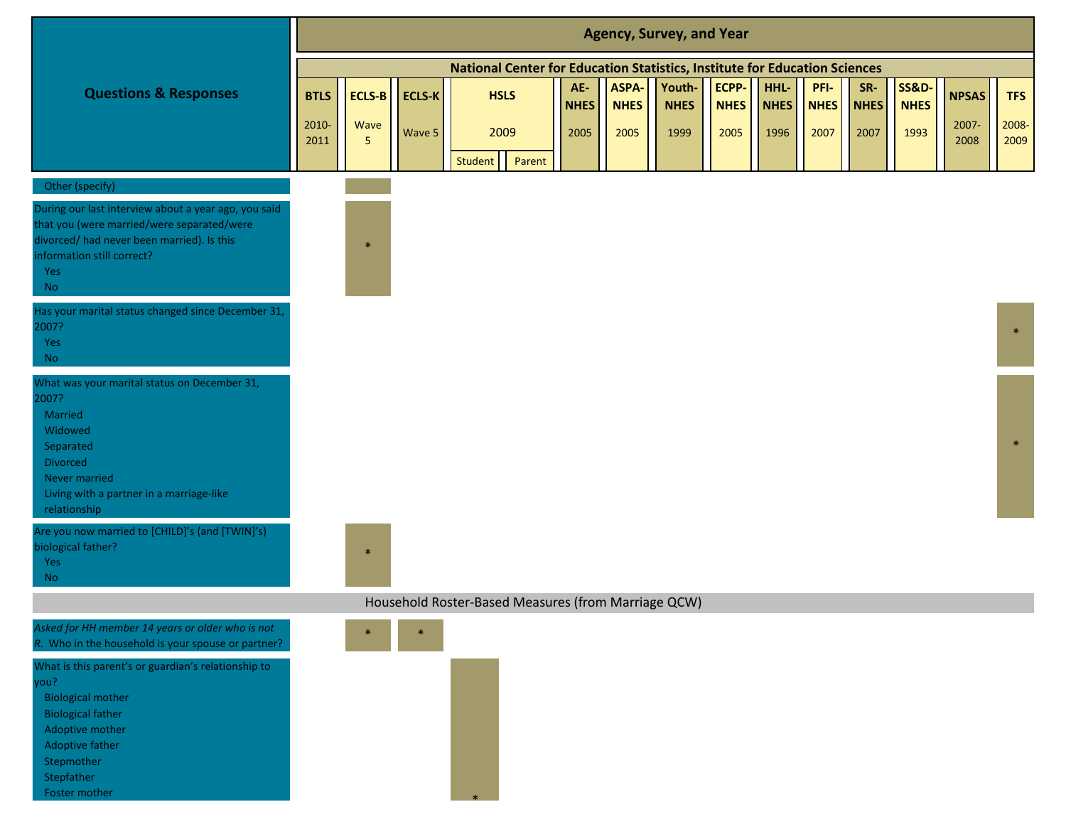| Questions & Responses | Agency, Survey, and Year | | | | | | | | | | | | | | |
|---|---|---|---|---|---|---|---|---|---|---|---|---|---|---|---|
| | National Center for Education Statistics, Institute for Education Sciences | | | | | | | | | | | | | | |
| | BTLS 2010-2011 | ECLS-B Wave 5 | ECLS-K Wave 5 | HSLS 2009 | | AE-NHES 2005 | ASPA-NHES 2005 | Youth-NHES 1999 | ECPP-NHES 2005 | HHL-NHES 1996 | PFI-NHES 2007 | SR-NHES 2007 | SS&D-NHES 1993 | NPSAS 2007-2008 | TFS 2008-2009 |
| | | | | Student | Parent | | | | | | | | | | |
| Other (specify) | | | | | | | | | | | | | | | |
| During our last interview about a year ago, you said that you (were married/were separated/were divorced/ had never been married). Is this information still correct?<br>Yes<br>No | | * | | | | | | | | | | | | | |
| Has your marital status changed since December 31, 2007?<br>Yes<br>No | | | | | | | | | | | | | | | * |
| What was your marital status on December 31, 2007?<br>Married<br>Widowed<br>Separated<br>Divorced<br>Never married<br>Living with a partner in a marriage-like relationship | | | | | | | | | | | | | | | * |
| Are you now married to [CHILD]'s (and [TWIN]'s) biological father?<br>Yes<br>No | | * | | | | | | | | | | | | | |
| **Household Roster-Based Measures (from Marriage QCW)** | | | | | | | | | | | | | | | |
| *Asked for HH member 14 years or older who is not R.* Who in the household is your spouse or partner? | | * | * | | | | | | | | | | | | |
| What is this parent's or guardian's relationship to you?<br>Biological mother<br>Biological father<br>Adoptive mother<br>Adoptive father<br>Stepmother<br>Stepfather<br>Foster mother | | | | * | | | | | | | | | | | |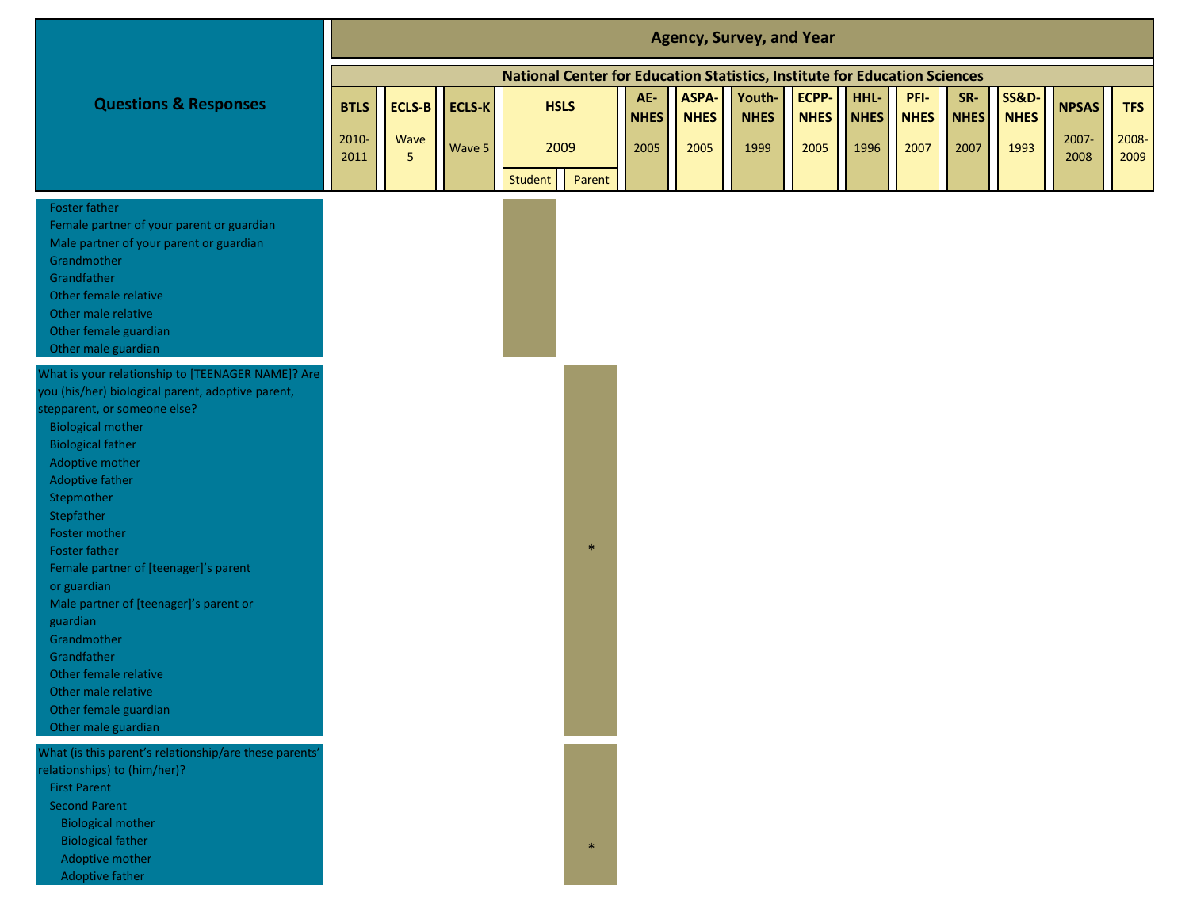| Questions & Responses | BTLS 2010-2011 | ECLS-B Wave 5 | ECLS-K Wave 5 | HSLS 2009 Student | HSLS 2009 Parent | AE-NHES 2005 | ASPA-NHES 2005 | Youth-NHES 1999 | ECPP-NHES 2005 | HHL-NHES 1996 | PFI-NHES 2007 | SR-NHES 2007 | SS&D-NHES 1993 | NPSAS 2007-2008 | TFS 2008-2009 |
|---|---|---|---|---|---|---|---|---|---|---|---|---|---|---|---|
| Foster father<br>Female partner of your parent or guardian<br>Male partner of your parent or guardian<br>Grandmother<br>Grandfather<br>Other female relative<br>Other male relative<br>Other female guardian<br>Other male guardian | | | | ■ | | | | | | | | | | | |
| What is your relationship to [TEENAGER NAME]? Are you (his/her) biological parent, adoptive parent, stepparent, or someone else?<br>Biological mother<br>Biological father<br>Adoptive mother<br>Adoptive father<br>Stepmother<br>Stepfather<br>Foster mother<br>Foster father<br>Female partner of [teenager]'s parent or guardian<br>Male partner of [teenager]'s parent or guardian<br>Grandmother<br>Grandfather<br>Other female relative<br>Other male relative<br>Other female guardian<br>Other male guardian | | | | | * | | | | | | | | | | |
| What (is this parent's relationship/are these parents' relationships) to (him/her)?<br>First Parent<br>Second Parent<br>Biological mother<br>Biological father<br>Adoptive mother<br>Adoptive father | | | | | * | | | | | | | | | | |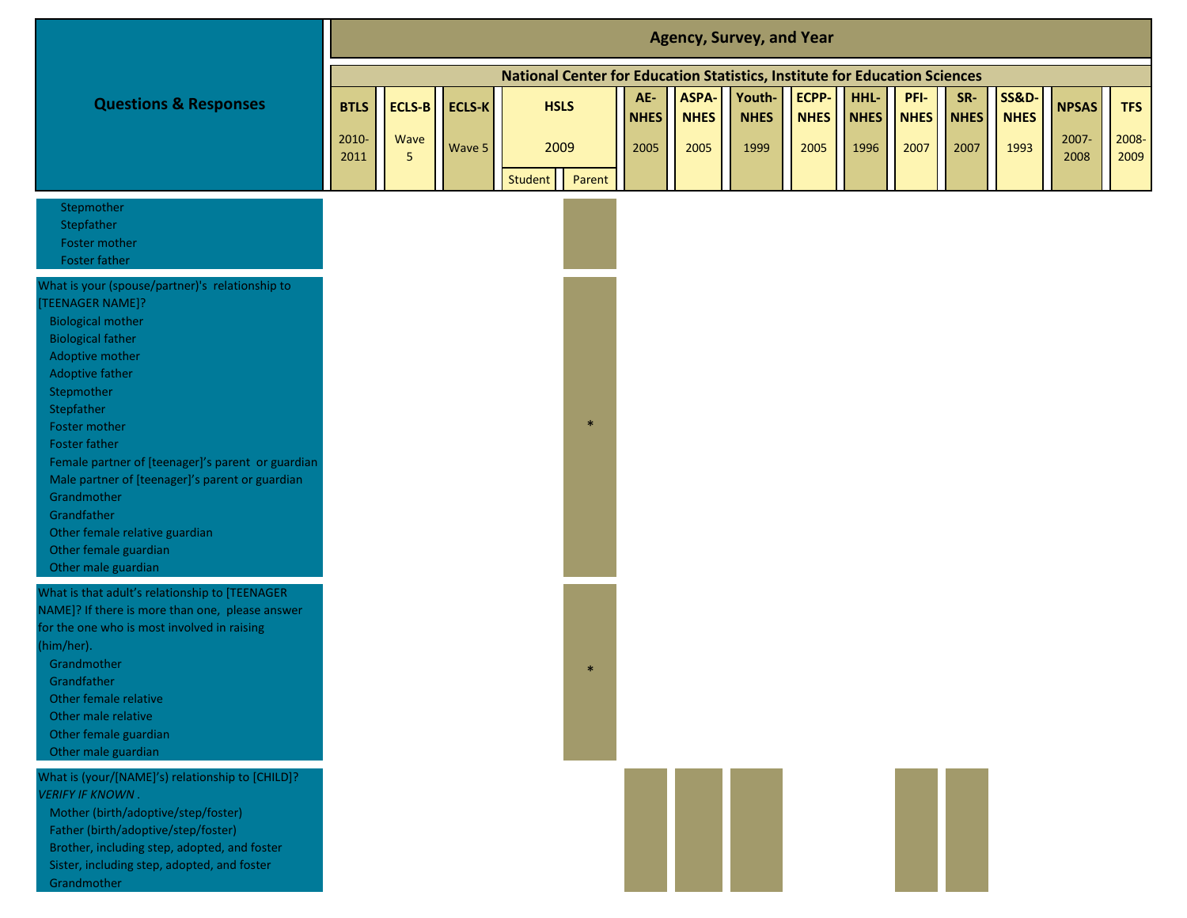| Questions & Responses | Agency, Survey, and Year | | | | | | | | | | | | | | |
|---|---|---|---|---|---|---|---|---|---|---|---|---|---|---|---|
| | National Center for Education Statistics, Institute for Education Sciences | | | | | | | | | | | | | | |
| | BTLS 2010-2011 | ECLS-B Wave 5 | ECLS-K Wave 5 | HSLS 2009 | | AE-NHES 2005 | ASPA-NHES 2005 | Youth-NHES 1999 | ECPP-NHES 2005 | HHL-NHES 1996 | PFI-NHES 2007 | SR-NHES 2007 | SS&D-NHES 1993 | NPSAS 2007-2008 | TFS 2008-2009 |
| | | | | Student | Parent | | | | | | | | | | |
| Stepmother<br>Stepfather<br>Foster mother<br>Foster father | | | | | ■ | | | | | | | | | | |
| What is your (spouse/partner)'s relationship to [TEENAGER NAME]?<br>Biological mother<br>Biological father<br>Adoptive mother<br>Adoptive father<br>Stepmother<br>Stepfather<br>Foster mother<br>Foster father<br>Female partner of [teenager]'s parent or guardian<br>Male partner of [teenager]'s parent or guardian<br>Grandmother<br>Grandfather<br>Other female relative guardian<br>Other female guardian<br>Other male guardian | | | | | * | | | | | | | | | | |
| What is that adult's relationship to [TEENAGER NAME]? If there is more than one, please answer for the one who is most involved in raising (him/her).<br>Grandmother<br>Grandfather<br>Other female relative<br>Other male relative<br>Other female guardian<br>Other male guardian | | | | | * | | | | | | | | | | |
| What is (your/[NAME]'s) relationship to [CHILD]? *VERIFY IF KNOWN* .<br>Mother (birth/adoptive/step/foster)<br>Father (birth/adoptive/step/foster)<br>Brother, including step, adopted, and foster<br>Sister, including step, adopted, and foster<br>Grandmother | | | | | | ■ | ■ | ■ | | | ■ | ■ | | | |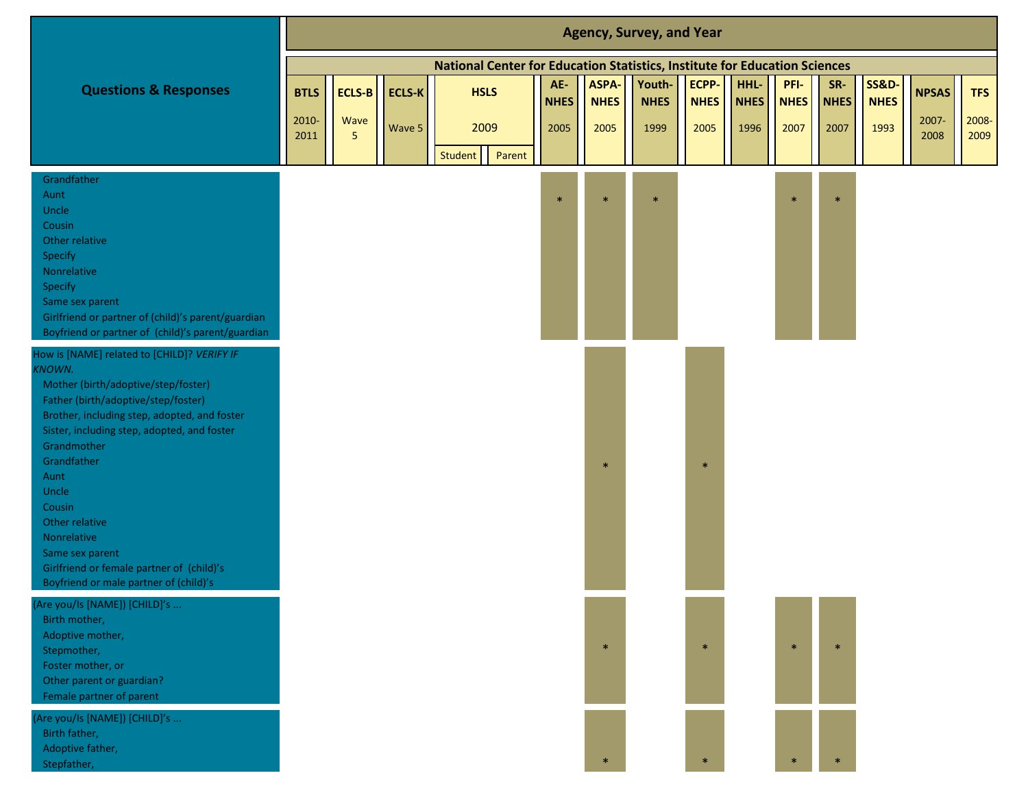| Questions & Responses | BTLS 2010-2011 | ECLS-B Wave 5 | ECLS-K Wave 5 | HSLS 2009 Student | HSLS 2009 Parent | AE-NHES 2005 | ASPA-NHES 2005 | Youth-NHES 1999 | ECPP-NHES 2005 | HHL-NHES 1996 | PFI-NHES 2007 | SR-NHES 2007 | SS&D-NHES 1993 | NPSAS 2007-2008 | TFS 2008-2009 |
|---|---|---|---|---|---|---|---|---|---|---|---|---|---|---|---|
| Grandfather<br>Aunt<br>Uncle<br>Cousin<br>Other relative<br>Specify<br>Nonrelative<br>Specify<br>Same sex parent<br>Girlfriend or partner of (child)'s parent/guardian<br>Boyfriend or partner of (child)'s parent/guardian | | | | | | * | * | * | | | * | * | | | |
| How is [NAME] related to [CHILD]? *VERIFY IF KNOWN.*<br>Mother (birth/adoptive/step/foster)<br>Father (birth/adoptive/step/foster)<br>Brother, including step, adopted, and foster<br>Sister, including step, adopted, and foster<br>Grandmother<br>Grandfather<br>Aunt<br>Uncle<br>Cousin<br>Other relative<br>Nonrelative<br>Same sex parent<br>Girlfriend or female partner of (child)'s<br>Boyfriend or male partner of (child)'s | | | | | | | * | | * | | | | | | |
| (Are you/Is [NAME]) [CHILD]'s ...<br>Birth mother,<br>Adoptive mother,<br>Stepmother,<br>Foster mother, or<br>Other parent or guardian?<br>Female partner of parent | | | | | | | * | | * | | * | * | | | |
| (Are you/Is [NAME]) [CHILD]'s ...<br>Birth father,<br>Adoptive father,<br>Stepfather, | | | | | | | * | | * | | * | * | | | |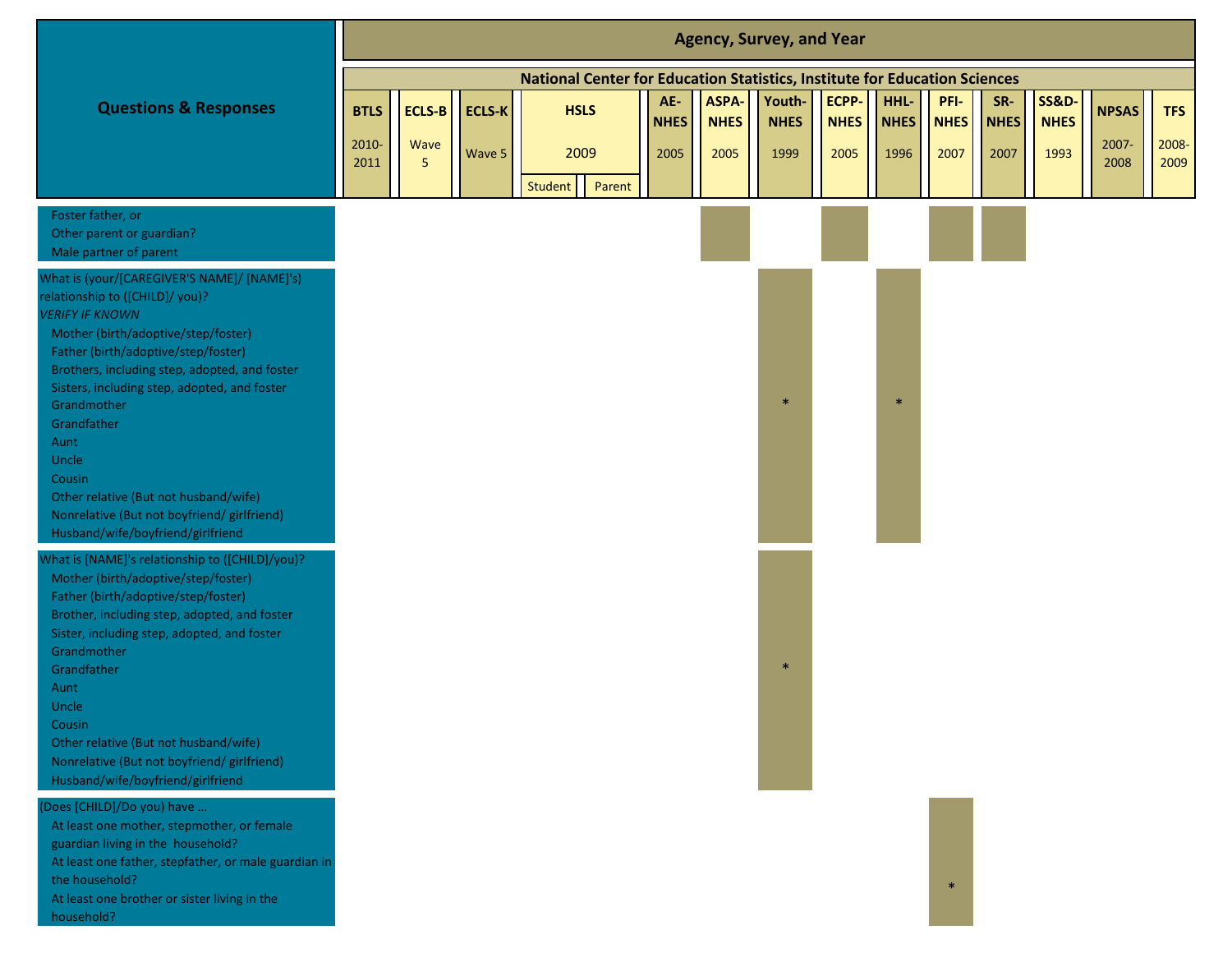| Questions & Responses | BTLS 2010-2011 | ECLS-B Wave 5 | ECLS-K Wave 5 | HSLS 2009 Student | HSLS 2009 Parent | AE-NHES 2005 | ASPA-NHES 2005 | Youth-NHES 1999 | ECPP-NHES 2005 | HHL-NHES 1996 | PFI-NHES 2007 | SR-NHES 2007 | SS&D-NHES 1993 | NPSAS 2007-2008 | TFS 2008-2009 |
|---|---|---|---|---|---|---|---|---|---|---|---|---|---|---|---|
| Foster father, or<br>Other parent or guardian?<br>Male partner of parent | | | | | | | ■ | | ■ | | ■ | ■ | | | |
| What is (your/[CAREGIVER'S NAME]/ [NAME]'s) relationship to ([CHILD]/ you)?<br>*VERIFY IF KNOWN*<br>Mother (birth/adoptive/step/foster)<br>Father (birth/adoptive/step/foster)<br>Brothers, including step, adopted, and foster<br>Sisters, including step, adopted, and foster<br>Grandmother<br>Grandfather<br>Aunt<br>Uncle<br>Cousin<br>Other relative (But not husband/wife)<br>Nonrelative (But not boyfriend/ girlfriend)<br>Husband/wife/boyfriend/girlfriend | | | | | | | | * | | * | | | | | |
| What is [NAME]'s relationship to ([CHILD]/you)?<br>Mother (birth/adoptive/step/foster)<br>Father (birth/adoptive/step/foster)<br>Brother, including step, adopted, and foster<br>Sister, including step, adopted, and foster<br>Grandmother<br>Grandfather<br>Aunt<br>Uncle<br>Cousin<br>Other relative (But not husband/wife)<br>Nonrelative (But not boyfriend/ girlfriend)<br>Husband/wife/boyfriend/girlfriend | | | | | | | | * | | | | | | | |
| (Does [CHILD]/Do you) have …<br>At least one mother, stepmother, or female guardian living in the household?<br>At least one father, stepfather, or male guardian in the household?<br>At least one brother or sister living in the household? | | | | | | | | | | | * | | | | |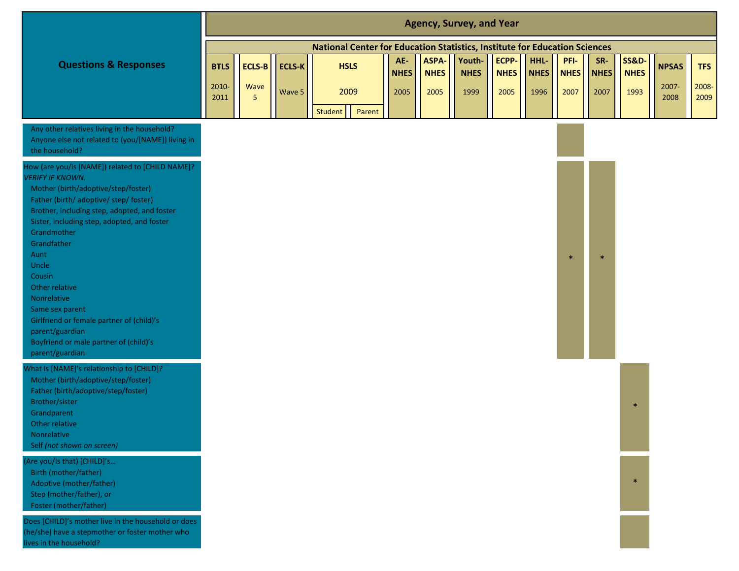| Questions & Responses | BTLS 2010-2011 | ECLS-B Wave 5 | ECLS-K Wave 5 | HSLS 2009 Student | HSLS 2009 Parent | AE-NHES 2005 | ASPA-NHES 2005 | Youth-NHES 1999 | ECPP-NHES 2005 | HHL-NHES 1996 | PFI-NHES 2007 | SR-NHES 2007 | SS&D-NHES 1993 | NPSAS 2007-2008 | TFS 2008-2009 |
|---|---|---|---|---|---|---|---|---|---|---|---|---|---|---|---|
| Any other relatives living in the household?<br>Anyone else not related to (you/[NAME]) living in the household? | | | | | | | | | | | ■ | | | | |
| How (are you/is [NAME]) related to [CHILD NAME]? *VERIFY IF KNOWN.*<br>Mother (birth/adoptive/step/foster)<br>Father (birth/ adoptive/ step/ foster)<br>Brother, including step, adopted, and foster<br>Sister, including step, adopted, and foster<br>Grandmother<br>Grandfather<br>Aunt<br>Uncle<br>Cousin<br>Other relative<br>Nonrelative<br>Same sex parent<br>Girlfriend or female partner of (child)'s parent/guardian<br>Boyfriend or male partner of (child)'s parent/guardian | | | | | | | | | | | * | * | | | |
| What is [NAME]'s relationship to [CHILD]?<br>Mother (birth/adoptive/step/foster)<br>Father (birth/adoptive/step/foster)<br>Brother/sister<br>Grandparent<br>Other relative<br>Nonrelative<br>Self *(not shown on screen)* | | | | | | | | | | | | | * | | |
| (Are you/Is that) [CHILD]'s…<br>Birth (mother/father)<br>Adoptive (mother/father)<br>Step (mother/father), or<br>Foster (mother/father) | | | | | | | | | | | | | * | | |
| Does [CHILD]'s mother live in the household or does (he/she) have a stepmother or foster mother who lives in the household? | | | | | | | | | | | | | ■ | | |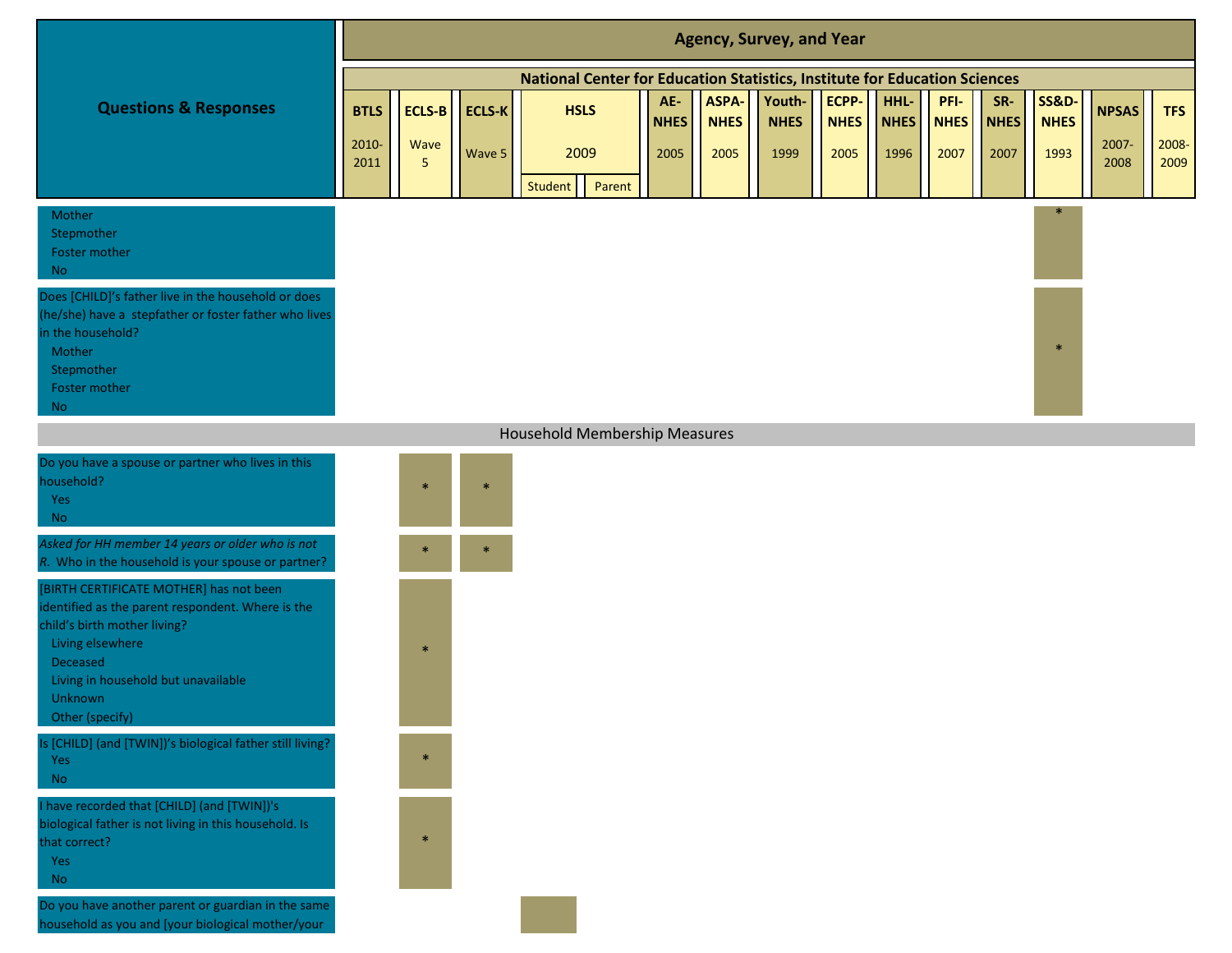| Questions & Responses | Agency, Survey, and Year | | | | | | | | | | | | | | |
|---|---|---|---|---|---|---|---|---|---|---|---|---|---|---|---|
| | National Center for Education Statistics, Institute for Education Sciences | | | | | | | | | | | | | | |
| | BTLS 2010-2011 | ECLS-B Wave 5 | ECLS-K Wave 5 | HSLS 2009 | | AE-NHES 2005 | ASPA-NHES 2005 | Youth-NHES 1999 | ECPP-NHES 2005 | HHL-NHES 1996 | PFI-NHES 2007 | SR-NHES 2007 | SS&D-NHES 1993 | NPSAS 2007-2008 | TFS 2008-2009 |
| | | | | Student | Parent | | | | | | | | | | |
| Mother<br>Stepmother<br>Foster mother<br>No | | | | | | | | | | | | | * | | |
| Does [CHILD]'s father live in the household or does (he/she) have a stepfather or foster father who lives in the household?<br>Mother<br>Stepmother<br>Foster mother<br>No | | | | | | | | | | | | | * | | |
| **Household Membership Measures** | | | | | | | | | | | | | | | |
| Do you have a spouse or partner who lives in this household?<br>Yes<br>No | | * | * | | | | | | | | | | | | |
| *Asked for HH member 14 years or older who is not R.* Who in the household is your spouse or partner? | | * | * | | | | | | | | | | | | |
| [BIRTH CERTIFICATE MOTHER] has not been identified as the parent respondent. Where is the child's birth mother living?<br>Living elsewhere<br>Deceased<br>Living in household but unavailable<br>Unknown<br>Other (specify) | | * | | | | | | | | | | | | | |
| Is [CHILD] (and [TWIN])'s biological father still living?<br>Yes<br>No | | * | | | | | | | | | | | | | |
| I have recorded that [CHILD] (and [TWIN])'s biological father is not living in this household. Is that correct?<br>Yes<br>No | | * | | | | | | | | | | | | | |
| Do you have another parent or guardian in the same household as you and [your biological mother/your | | | | | | | | | | | | | | | |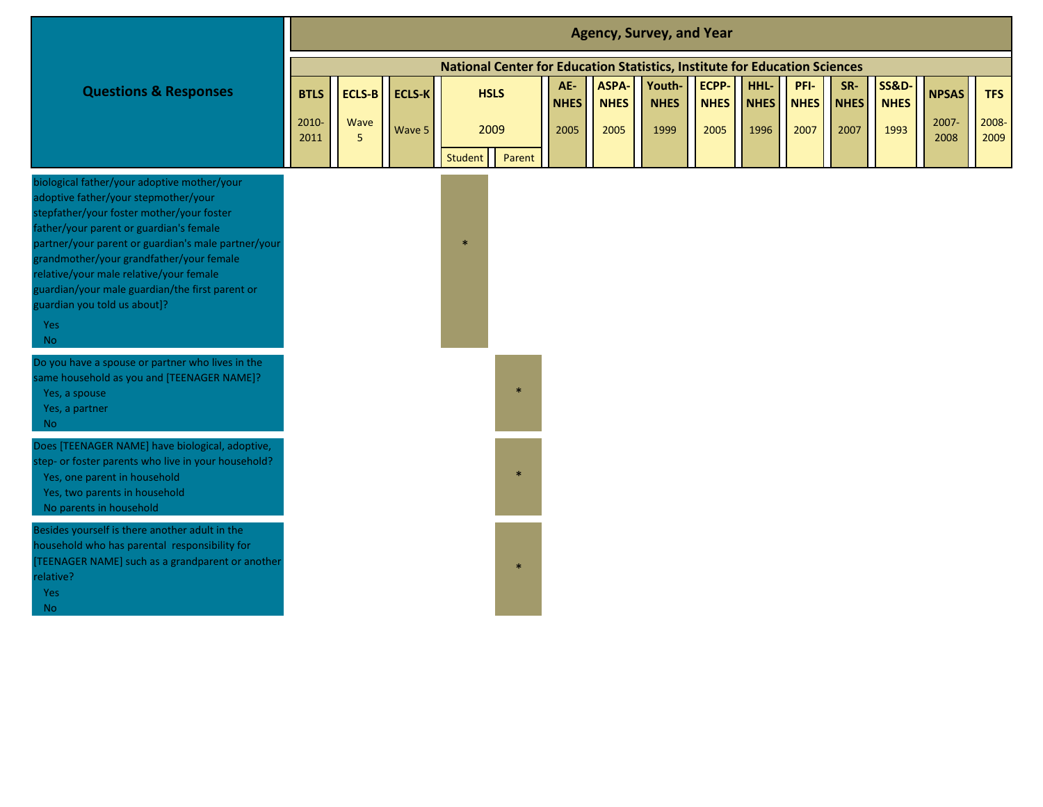| Questions & Responses | Agency, Survey, and Year | | | | | | | | | | | | | | |
|---|---|---|---|---|---|---|---|---|---|---|---|---|---|---|---|
| | National Center for Education Statistics, Institute for Education Sciences | | | | | | | | | | | | | | |
| | BTLS 2010-2011 | ECLS-B Wave 5 | ECLS-K Wave 5 | HSLS 2009 | | AE-NHES 2005 | ASPA-NHES 2005 | Youth-NHES 1999 | ECPP-NHES 2005 | HHL-NHES 1996 | PFI-NHES 2007 | SR-NHES 2007 | SS&D-NHES 1993 | NPSAS 2007-2008 | TFS 2008-2009 |
| | | | | Student | Parent | | | | | | | | | | |
| biological father/your adoptive mother/your adoptive father/your stepmother/your stepfather/your foster mother/your foster father/your parent or guardian's female partner/your parent or guardian's male partner/your grandmother/your grandfather/your female relative/your male relative/your female guardian/your male guardian/the first parent or guardian you told us about]?<br>Yes<br>No | | | | * | | | | | | | | | | | |
| Do you have a spouse or partner who lives in the same household as you and [TEENAGER NAME]?<br>Yes, a spouse<br>Yes, a partner<br>No | | | | | * | | | | | | | | | | |
| Does [TEENAGER NAME] have biological, adoptive, step- or foster parents who live in your household?<br>Yes, one parent in household<br>Yes, two parents in household<br>No parents in household | | | | | * | | | | | | | | | | |
| Besides yourself is there another adult in the household who has parental responsibility for [TEENAGER NAME] such as a grandparent or another relative?<br>Yes<br>No | | | | | * | | | | | | | | | | |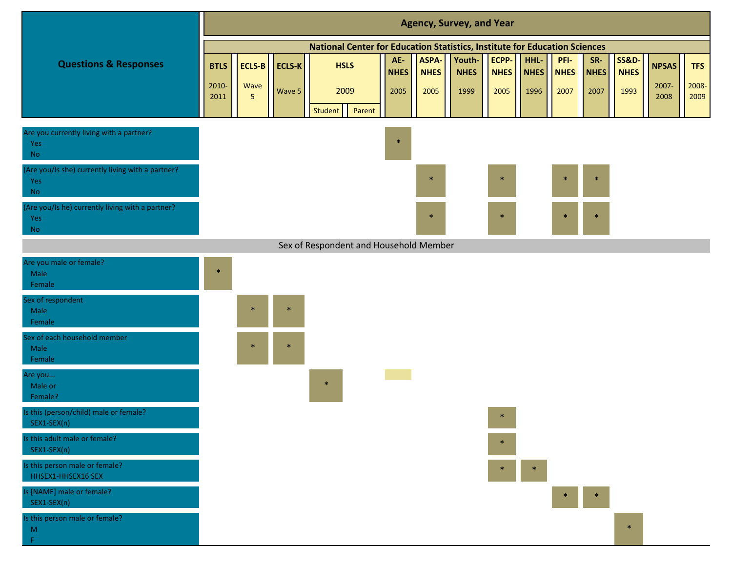| Questions & Responses | Agency, Survey, and Year | | | | | | | | | | | | | | |
|---|---|---|---|---|---|---|---|---|---|---|---|---|---|---|---|
| | National Center for Education Statistics, Institute for Education Sciences | | | | | | | | | | | | | | |
| | BTLS 2010-2011 | ECLS-B Wave 5 | ECLS-K Wave 5 | HSLS 2009 | | AE-NHES 2005 | ASPA-NHES 2005 | Youth-NHES 1999 | ECPP-NHES 2005 | HHL-NHES 1996 | PFI-NHES 2007 | SR-NHES 2007 | SS&D-NHES 1993 | NPSAS 2007-2008 | TFS 2008-2009 |
| | | | | Student | Parent | | | | | | | | | | |
| Are you currently living with a partner?<br>Yes<br>No | | | | | | * | | | | | | | | | |
| (Are you/Is she) currently living with a partner?<br>Yes<br>No | | | | | | | * | | * | | * | * | | | |
| (Are you/Is he) currently living with a partner?<br>Yes<br>No | | | | | | | * | | * | | * | * | | | |
| **Sex of Respondent and Household Member** | | | | | | | | | | | | | | | |
| Are you male or female?<br>Male<br>Female | * | | | | | | | | | | | | | | |
| Sex of respondent<br>Male<br>Female | | * | * | | | | | | | | | | | | |
| Sex of each household member<br>Male<br>Female | | * | * | | | | | | | | | | | | |
| Are you...<br>Male or<br>Female? | | | | * | | | | | | | | | | | |
| Is this (person/child) male or female?<br>SEX1-SEX(n) | | | | | | | | | * | | | | | | |
| Is this adult male or female?<br>SEX1-SEX(n) | | | | | | | | | * | | | | | | |
| Is this person male or female?<br>HHSEX1-HHSEX16 SEX | | | | | | | | | * | * | | | | | |
| Is [NAME] male or female?<br>SEX1-SEX(n) | | | | | | | | | | | * | * | | | |
| Is this person male or female?<br>M<br>F | | | | | | | | | | | | | * | | |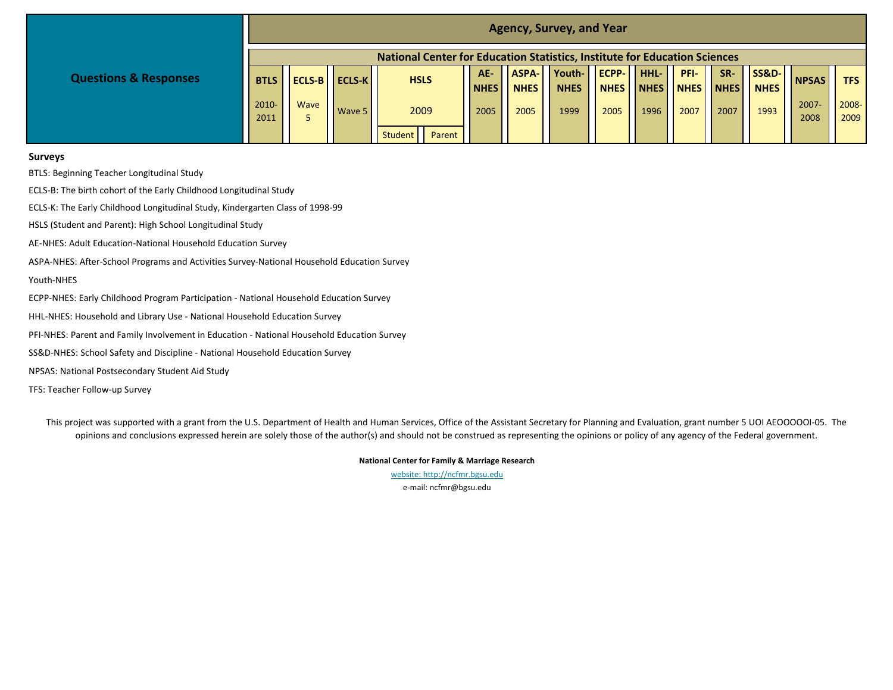| Questions & Responses | Agency, Survey, and Year | | | | | | | | | | | | | | |
|---|---|---|---|---|---|---|---|---|---|---|---|---|---|---|---|
| | National Center for Education Statistics, Institute for Education Sciences | | | | | | | | | | | | | | |
| | BTLS | ECLS-B | ECLS-K | HSLS | | AE-NHES | ASPA-NHES | Youth-NHES | ECPP-NHES | HHL-NHES | PFI-NHES | SR-NHES | SS&D-NHES | NPSAS | TFS |
| | 2010-2011 | Wave 5 | Wave 5 | 2009 | | 2005 | 2005 | 1999 | 2005 | 1996 | 2007 | 2007 | 1993 | 2007-2008 | 2008-2009 |
| | | | | Student | Parent | | | | | | | | | | |

**Surveys**

BTLS: Beginning Teacher Longitudinal Study

ECLS-B: The birth cohort of the Early Childhood Longitudinal Study

ECLS-K: The Early Childhood Longitudinal Study, Kindergarten Class of 1998-99

HSLS (Student and Parent): High School Longitudinal Study

AE-NHES: Adult Education-National Household Education Survey

ASPA-NHES: After-School Programs and Activities Survey-National Household Education Survey

Youth-NHES

ECPP-NHES: Early Childhood Program Participation - National Household Education Survey

HHL-NHES: Household and Library Use - National Household Education Survey

PFI-NHES: Parent and Family Involvement in Education - National Household Education Survey

SS&D-NHES: School Safety and Discipline - National Household Education Survey

NPSAS: National Postsecondary Student Aid Study

TFS: Teacher Follow-up Survey

This project was supported with a grant from the U.S. Department of Health and Human Services, Office of the Assistant Secretary for Planning and Evaluation, grant number 5 UOI AEOOOOOI-05. The opinions and conclusions expressed herein are solely those of the author(s) and should not be construed as representing the opinions or policy of any agency of the Federal government.

**National Center for Family & Marriage Research**

website: http://ncfmr.bgsu.edu

e-mail: ncfmr@bgsu.edu